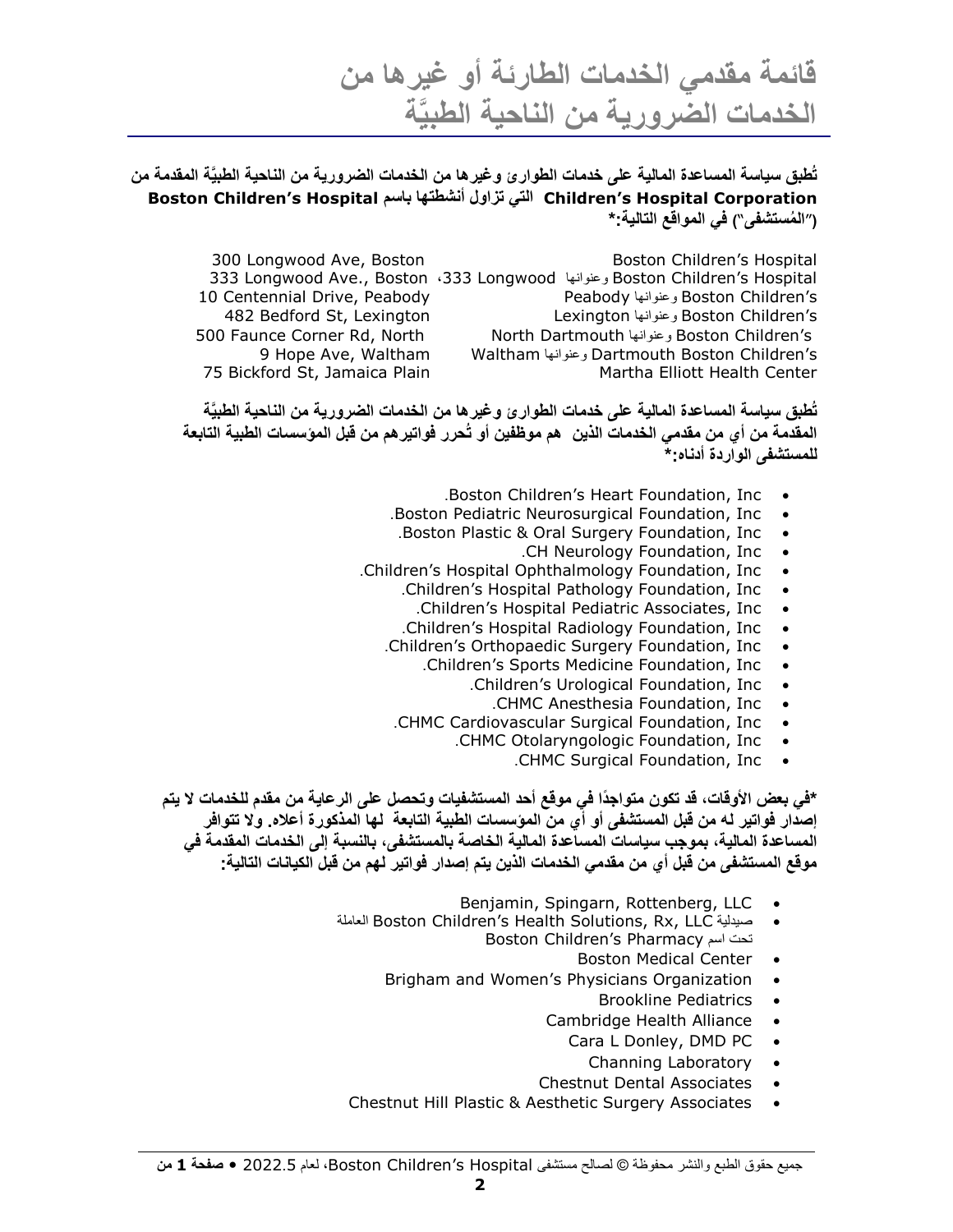# قائمة مقدمي الخدمات الطارئة أو غيرها من الخدمات الضرورية من الناحية الطبيَّة

**تُطبق سياسة المساعدة المالية على خدمات الطوارئ وغيرها من الخدمات الضرورية من الناحية الطبيَّة المقدمة من Children's Hospital Corporation التي تزاول أنشطتها باسم Boston Children's Hospital ("المُستشفى") في المواقع التالية:***

| | |
|---|---|
| Boston Children's Hospital | 300 Longwood Ave, Boston |
| Boston Children's Hospital وعنوانها 333 Longwood، | 333 Longwood Ave., Boston |
| Boston Children's وعنوانها Peabody | 10 Centennial Drive, Peabody |
| Boston Children's وعنوانها Lexington | 482 Bedford St, Lexington |
| Boston Children's وعنوانها North Dartmouth | 500 Faunce Corner Rd, North Dartmouth |
| Boston Children's وعنوانها Waltham | 9 Hope Ave, Waltham |
| Martha Elliott Health Center | 75 Bickford St, Jamaica Plain |

**تُطبق سياسة المساعدة المالية على خدمات الطوارئ وغيرها من الخدمات الضرورية من الناحية الطبيَّة المقدمة من أي من مقدمي الخدمات الذين هم موظفين أو تُحرر فواتيرهم من قبل المؤسسات الطبية التابعة للمستشفى الواردة أدناه:***

- Boston Children's Heart Foundation, Inc.
- Boston Pediatric Neurosurgical Foundation, Inc.
- Boston Plastic & Oral Surgery Foundation, Inc.
- CH Neurology Foundation, Inc.
- Children's Hospital Ophthalmology Foundation, Inc.
- Children's Hospital Pathology Foundation, Inc.
- Children's Hospital Pediatric Associates, Inc.
- Children's Hospital Radiology Foundation, Inc.
- Children's Orthopaedic Surgery Foundation, Inc.
- Children's Sports Medicine Foundation, Inc.
- Children's Urological Foundation, Inc.
- CHMC Anesthesia Foundation, Inc.
- CHMC Cardiovascular Surgical Foundation, Inc.
- CHMC Otolaryngologic Foundation, Inc.
- CHMC Surgical Foundation, Inc.

***في بعض الأوقات، قد تكون متواجدًا في موقع أحد المستشفيات وتحصل على الرعاية من مقدم للخدمات لا يتم إصدار فواتير له من قبل المستشفى أو أي من المؤسسات الطبية التابعة لها المذكورة أعلاه. ولا تتوافر المساعدة المالية، بموجب سياسات المساعدة المالية الخاصة بالمستشفى، بالنسبة إلى الخدمات المقدمة في موقع المستشفى من قبل أي من مقدمي الخدمات الذين يتم إصدار فواتير لهم من قبل الكيانات التالية:**

- Benjamin, Spingarn, Rottenberg, LLC
- صيدلية Boston Children's Health Solutions, Rx, LLC العاملة تحت اسم Boston Children's Pharmacy
- Boston Medical Center
- Brigham and Women's Physicians Organization
- Brookline Pediatrics
- Cambridge Health Alliance
- Cara L Donley, DMD PC
- Channing Laboratory
- Chestnut Dental Associates
- Chestnut Hill Plastic & Aesthetic Surgery Associates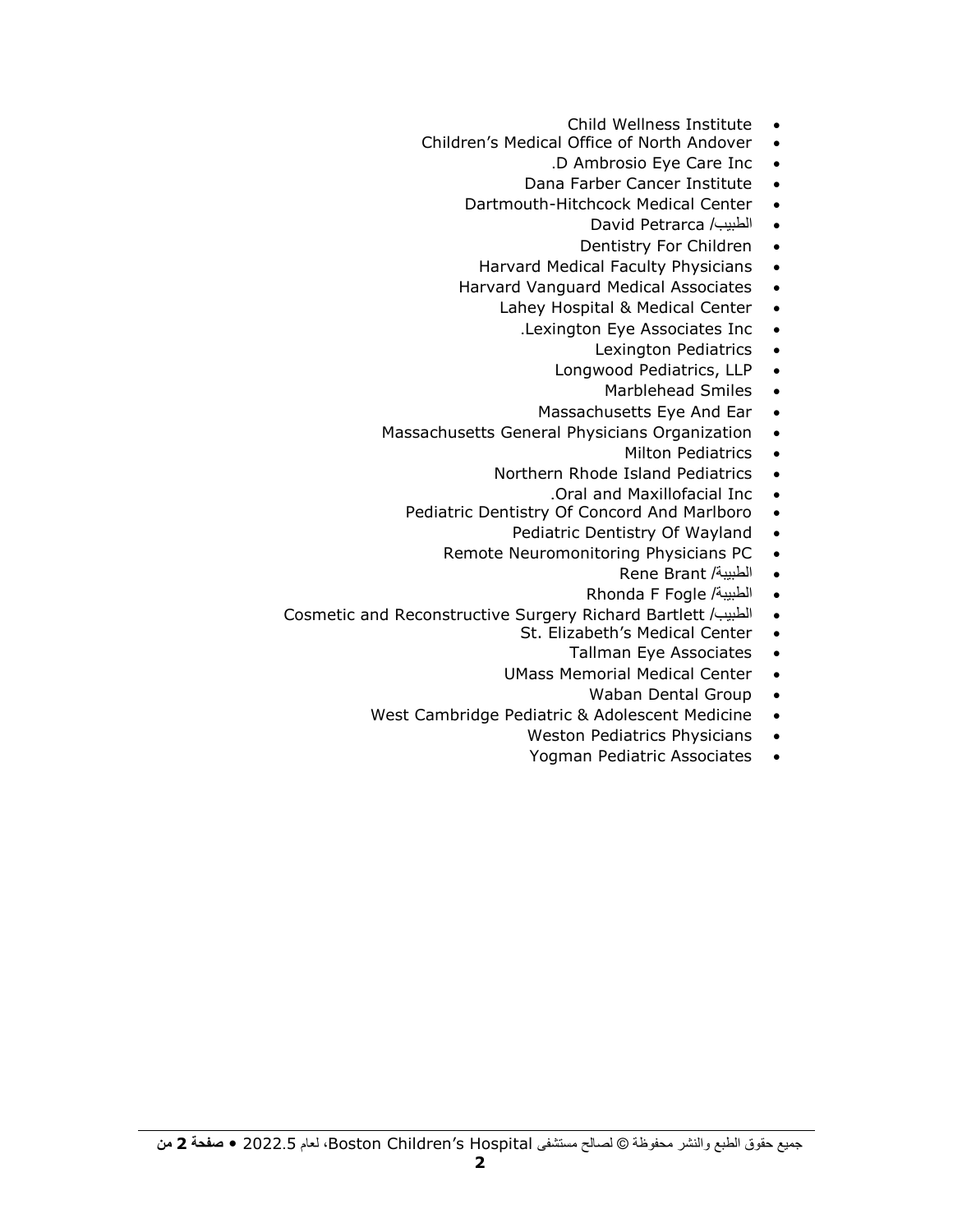- Child Wellness Institute
- Children's Medical Office of North Andover
- D Ambrosio Eye Care Inc.
- Dana Farber Cancer Institute
- Dartmouth-Hitchcock Medical Center
- الطبيب/ David Petrarca
- Dentistry For Children
- Harvard Medical Faculty Physicians
- Harvard Vanguard Medical Associates
- Lahey Hospital & Medical Center
- Lexington Eye Associates Inc.
- Lexington Pediatrics
- Longwood Pediatrics, LLP
- Marblehead Smiles
- Massachusetts Eye And Ear
- Massachusetts General Physicians Organization
- Milton Pediatrics
- Northern Rhode Island Pediatrics
- Oral and Maxillofacial Inc.
- Pediatric Dentistry Of Concord And Marlboro
- Pediatric Dentistry Of Wayland
- Remote Neuromonitoring Physicians PC
- الطبيبة/ Rene Brant
- الطبيبة/ Rhonda F Fogle
- الطبيب/ Richard Bartlett Cosmetic and Reconstructive Surgery
- St. Elizabeth's Medical Center
- Tallman Eye Associates
- UMass Memorial Medical Center
- Waban Dental Group
- West Cambridge Pediatric & Adolescent Medicine
- Weston Pediatrics Physicians
- Yogman Pediatric Associates

جميع حقوق الطبع والنشر محفوظة © لصالح مستشفى Boston Children's Hospital، لعام 2022.5